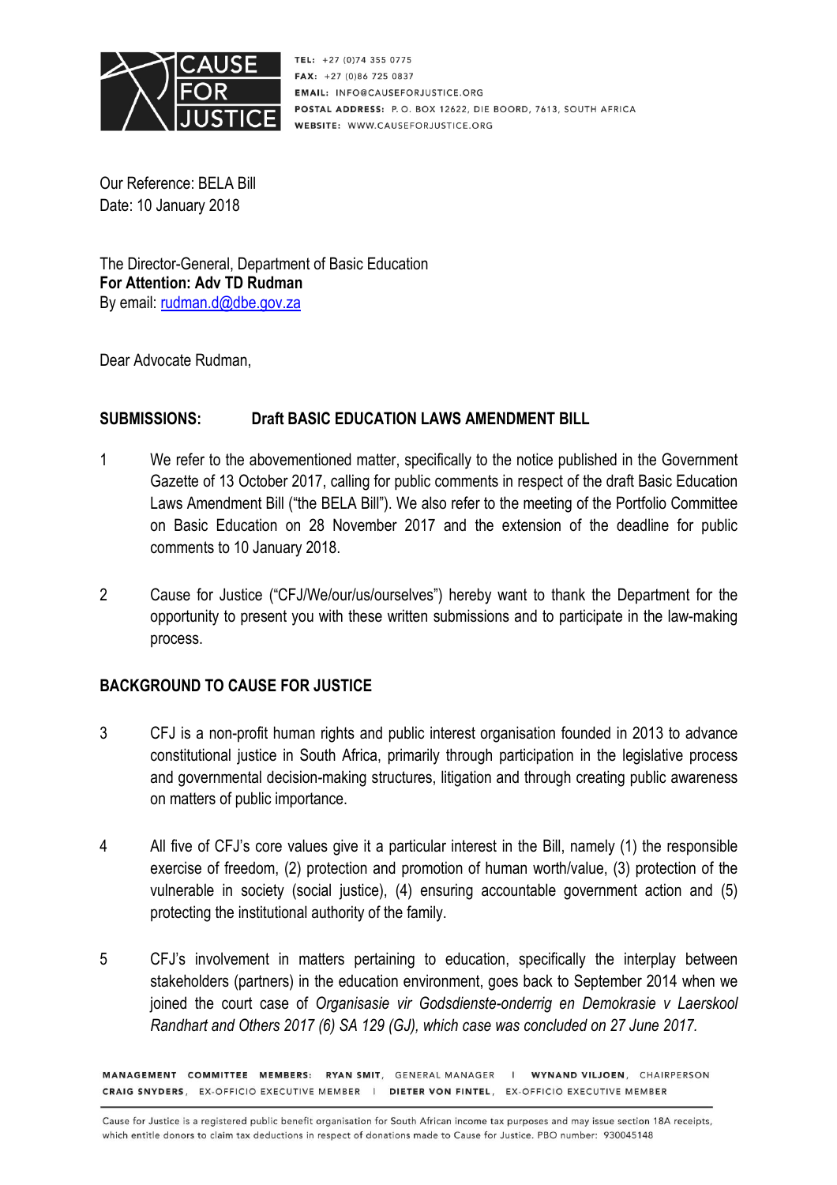TEL: +27 (0)74 355 0775
FAX: +27 (0)86 725 0837
EMAIL: INFO@CAUSEFORJUSTICE.ORG
POSTAL ADDRESS: P. O. BOX 12622, DIE BOORD, 7613, SOUTH AFRICA
WEBSITE: WWW.CAUSEFORJUSTICE.ORG

Our Reference: BELA Bill
Date: 10 January 2018

The Director-General, Department of Basic Education
**For Attention: Adv TD Rudman**
By email: rudman.d@dbe.gov.za

Dear Advocate Rudman,

**SUBMISSIONS: Draft BASIC EDUCATION LAWS AMENDMENT BILL**

1 We refer to the abovementioned matter, specifically to the notice published in the Government Gazette of 13 October 2017, calling for public comments in respect of the draft Basic Education Laws Amendment Bill ("the BELA Bill"). We also refer to the meeting of the Portfolio Committee on Basic Education on 28 November 2017 and the extension of the deadline for public comments to 10 January 2018.

2 Cause for Justice ("CFJ/We/our/us/ourselves") hereby want to thank the Department for the opportunity to present you with these written submissions and to participate in the law-making process.

**BACKGROUND TO CAUSE FOR JUSTICE**

3 CFJ is a non-profit human rights and public interest organisation founded in 2013 to advance constitutional justice in South Africa, primarily through participation in the legislative process and governmental decision-making structures, litigation and through creating public awareness on matters of public importance.

4 All five of CFJ's core values give it a particular interest in the Bill, namely (1) the responsible exercise of freedom, (2) protection and promotion of human worth/value, (3) protection of the vulnerable in society (social justice), (4) ensuring accountable government action and (5) protecting the institutional authority of the family.

5 CFJ's involvement in matters pertaining to education, specifically the interplay between stakeholders (partners) in the education environment, goes back to September 2014 when we joined the court case of *Organisasie vir Godsdienste-onderrig en Demokrasie v Laerskool Randhart and Others 2017 (6) SA 129 (GJ), which case was concluded on 27 June 2017.*

MANAGEMENT COMMITTEE MEMBERS: RYAN SMIT, GENERAL MANAGER | WYNAND VILJOEN, CHAIRPERSON
CRAIG SNYDERS, EX-OFFICIO EXECUTIVE MEMBER | DIETER VON FINTEL, EX-OFFICIO EXECUTIVE MEMBER

Cause for Justice is a registered public benefit organisation for South African income tax purposes and may issue section 18A receipts, which entitle donors to claim tax deductions in respect of donations made to Cause for Justice. PBO number: 930045148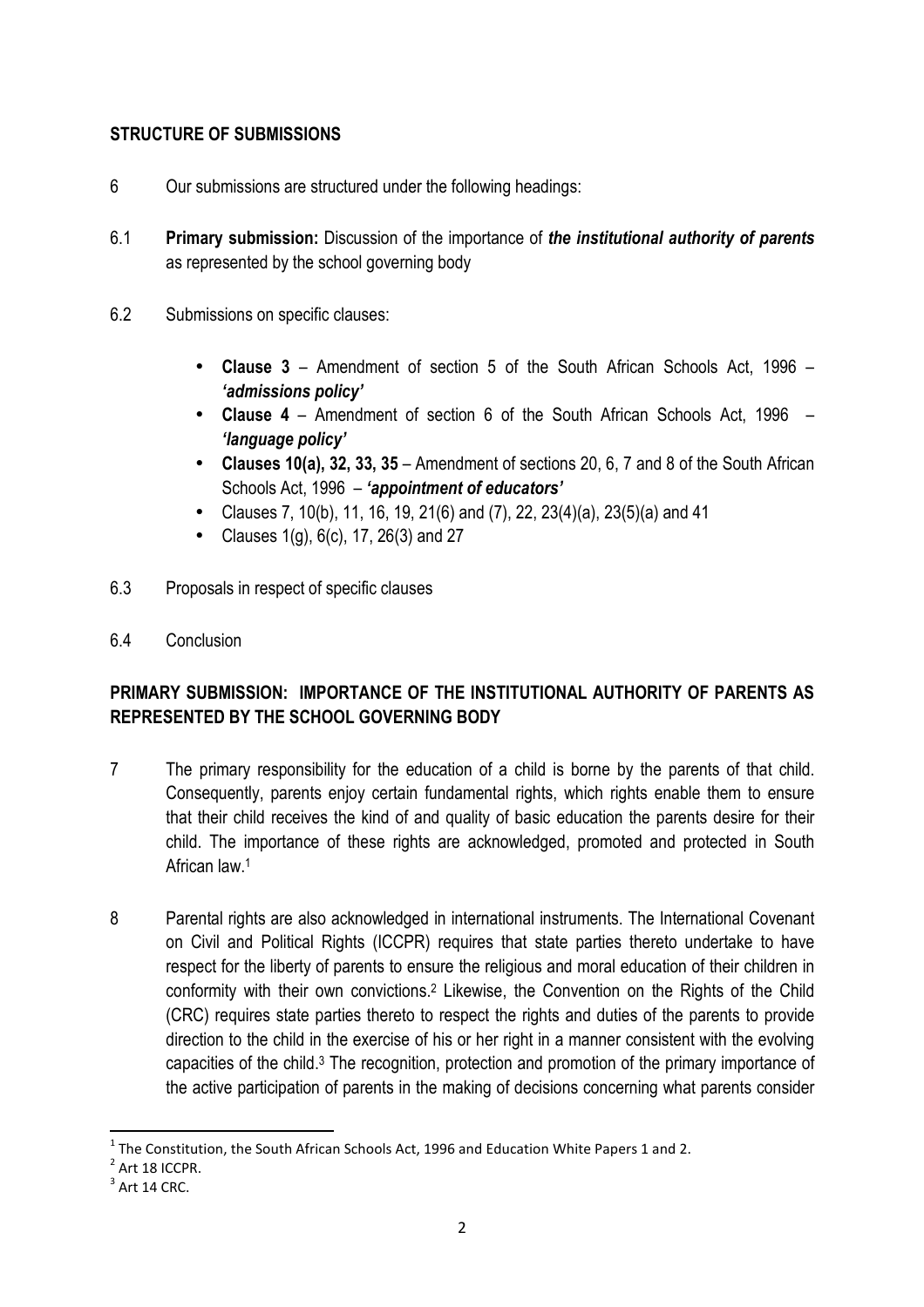## STRUCTURE OF SUBMISSIONS

6 Our submissions are structured under the following headings:

6.1 **Primary submission:** Discussion of the importance of ***the institutional authority of parents*** as represented by the school governing body

6.2 Submissions on specific clauses:

- **Clause 3** – Amendment of section 5 of the South African Schools Act, 1996 – ***'admissions policy'***
- **Clause 4** – Amendment of section 6 of the South African Schools Act, 1996 – ***'language policy'***
- **Clauses 10(a), 32, 33, 35** – Amendment of sections 20, 6, 7 and 8 of the South African Schools Act, 1996 – ***'appointment of educators'***
- Clauses 7, 10(b), 11, 16, 19, 21(6) and (7), 22, 23(4)(a), 23(5)(a) and 41
- Clauses 1(g), 6(c), 17, 26(3) and 27

6.3 Proposals in respect of specific clauses

6.4 Conclusion

## PRIMARY SUBMISSION: IMPORTANCE OF THE INSTITUTIONAL AUTHORITY OF PARENTS AS REPRESENTED BY THE SCHOOL GOVERNING BODY

7 The primary responsibility for the education of a child is borne by the parents of that child. Consequently, parents enjoy certain fundamental rights, which rights enable them to ensure that their child receives the kind of and quality of basic education the parents desire for their child. The importance of these rights are acknowledged, promoted and protected in South African law.[1]

8 Parental rights are also acknowledged in international instruments. The International Covenant on Civil and Political Rights (ICCPR) requires that state parties thereto undertake to have respect for the liberty of parents to ensure the religious and moral education of their children in conformity with their own convictions.[2] Likewise, the Convention on the Rights of the Child (CRC) requires state parties thereto to respect the rights and duties of the parents to provide direction to the child in the exercise of his or her right in a manner consistent with the evolving capacities of the child.[3] The recognition, protection and promotion of the primary importance of the active participation of parents in the making of decisions concerning what parents consider

---

[1] The Constitution, the South African Schools Act, 1996 and Education White Papers 1 and 2.

[2] Art 18 ICCPR.

[3] Art 14 CRC.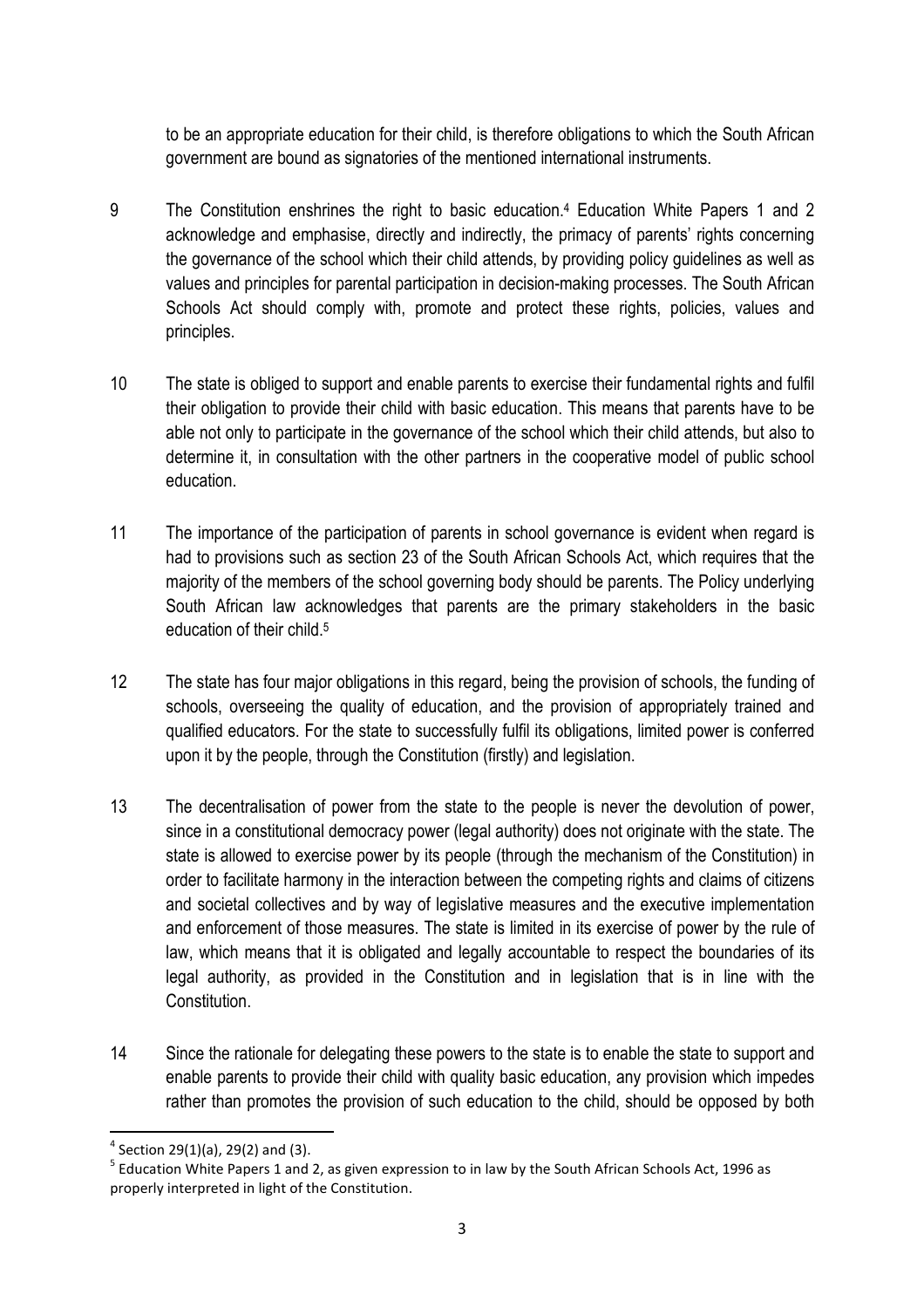to be an appropriate education for their child, is therefore obligations to which the South African government are bound as signatories of the mentioned international instruments.

9 The Constitution enshrines the right to basic education.[4] Education White Papers 1 and 2 acknowledge and emphasise, directly and indirectly, the primacy of parents' rights concerning the governance of the school which their child attends, by providing policy guidelines as well as values and principles for parental participation in decision-making processes. The South African Schools Act should comply with, promote and protect these rights, policies, values and principles.

10 The state is obliged to support and enable parents to exercise their fundamental rights and fulfil their obligation to provide their child with basic education. This means that parents have to be able not only to participate in the governance of the school which their child attends, but also to determine it, in consultation with the other partners in the cooperative model of public school education.

11 The importance of the participation of parents in school governance is evident when regard is had to provisions such as section 23 of the South African Schools Act, which requires that the majority of the members of the school governing body should be parents. The Policy underlying South African law acknowledges that parents are the primary stakeholders in the basic education of their child.[5]

12 The state has four major obligations in this regard, being the provision of schools, the funding of schools, overseeing the quality of education, and the provision of appropriately trained and qualified educators. For the state to successfully fulfil its obligations, limited power is conferred upon it by the people, through the Constitution (firstly) and legislation.

13 The decentralisation of power from the state to the people is never the devolution of power, since in a constitutional democracy power (legal authority) does not originate with the state. The state is allowed to exercise power by its people (through the mechanism of the Constitution) in order to facilitate harmony in the interaction between the competing rights and claims of citizens and societal collectives and by way of legislative measures and the executive implementation and enforcement of those measures. The state is limited in its exercise of power by the rule of law, which means that it is obligated and legally accountable to respect the boundaries of its legal authority, as provided in the Constitution and in legislation that is in line with the Constitution.

14 Since the rationale for delegating these powers to the state is to enable the state to support and enable parents to provide their child with quality basic education, any provision which impedes rather than promotes the provision of such education to the child, should be opposed by both

---

[4] Section 29(1)(a), 29(2) and (3).

[5] Education White Papers 1 and 2, as given expression to in law by the South African Schools Act, 1996 as properly interpreted in light of the Constitution.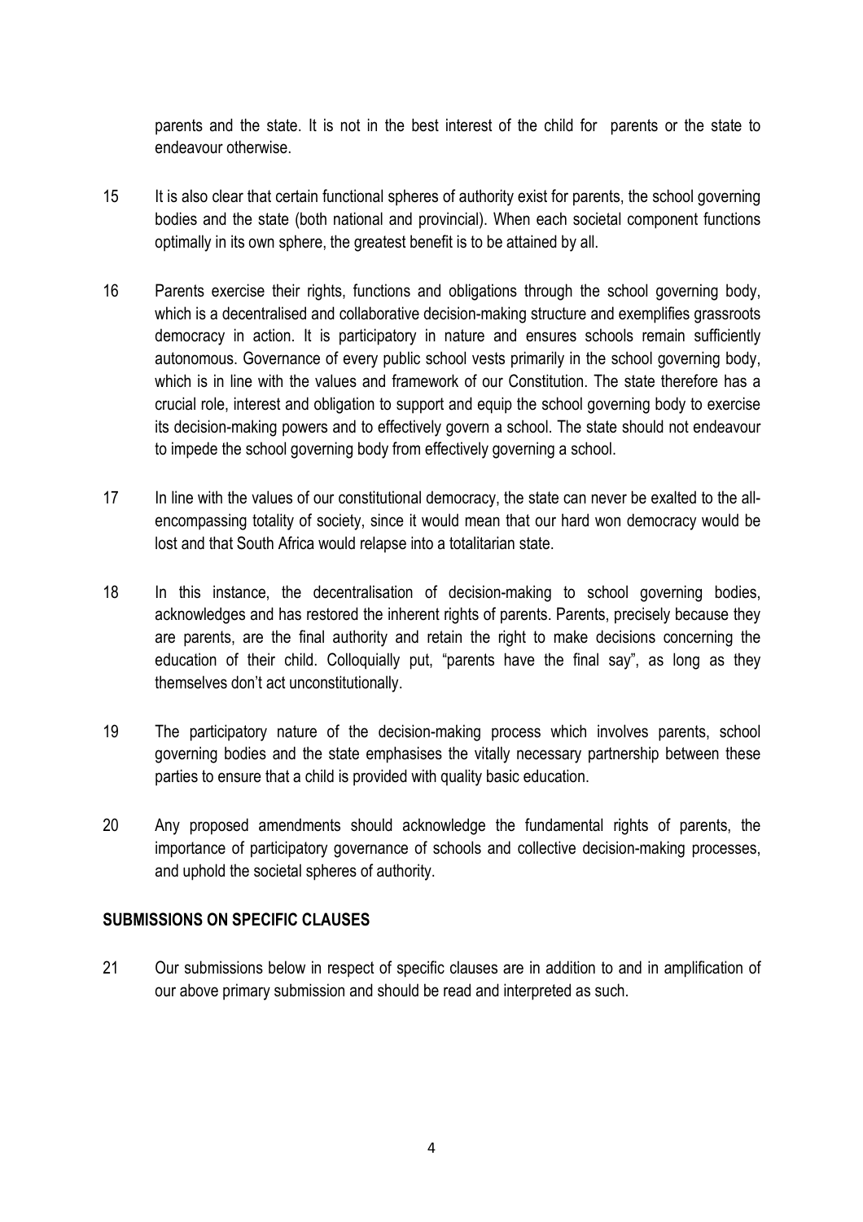parents and the state. It is not in the best interest of the child for parents or the state to endeavour otherwise.

15 It is also clear that certain functional spheres of authority exist for parents, the school governing bodies and the state (both national and provincial). When each societal component functions optimally in its own sphere, the greatest benefit is to be attained by all.

16 Parents exercise their rights, functions and obligations through the school governing body, which is a decentralised and collaborative decision-making structure and exemplifies grassroots democracy in action. It is participatory in nature and ensures schools remain sufficiently autonomous. Governance of every public school vests primarily in the school governing body, which is in line with the values and framework of our Constitution. The state therefore has a crucial role, interest and obligation to support and equip the school governing body to exercise its decision-making powers and to effectively govern a school. The state should not endeavour to impede the school governing body from effectively governing a school.

17 In line with the values of our constitutional democracy, the state can never be exalted to the all-encompassing totality of society, since it would mean that our hard won democracy would be lost and that South Africa would relapse into a totalitarian state.

18 In this instance, the decentralisation of decision-making to school governing bodies, acknowledges and has restored the inherent rights of parents. Parents, precisely because they are parents, are the final authority and retain the right to make decisions concerning the education of their child. Colloquially put, "parents have the final say", as long as they themselves don't act unconstitutionally.

19 The participatory nature of the decision-making process which involves parents, school governing bodies and the state emphasises the vitally necessary partnership between these parties to ensure that a child is provided with quality basic education.

20 Any proposed amendments should acknowledge the fundamental rights of parents, the importance of participatory governance of schools and collective decision-making processes, and uphold the societal spheres of authority.

**SUBMISSIONS ON SPECIFIC CLAUSES**

21 Our submissions below in respect of specific clauses are in addition to and in amplification of our above primary submission and should be read and interpreted as such.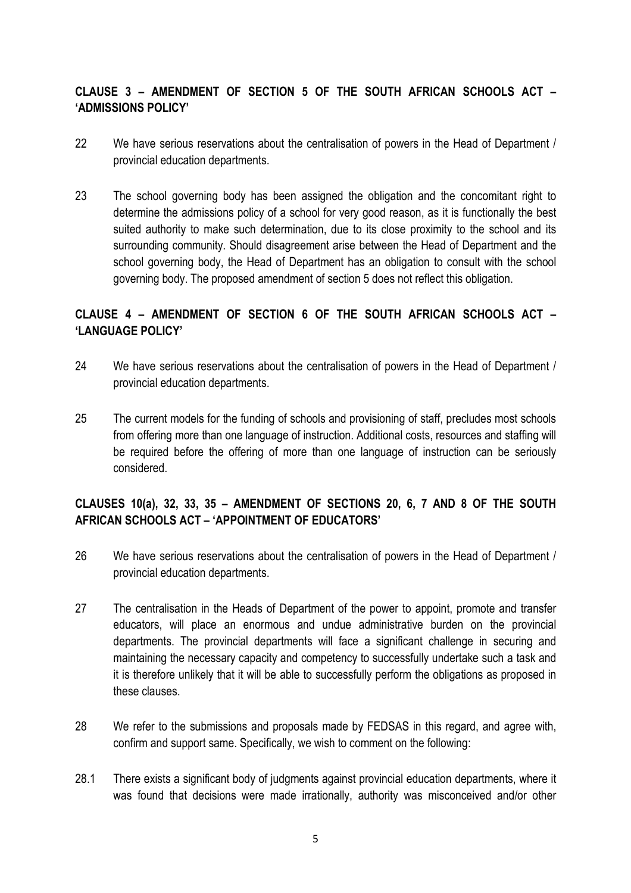## CLAUSE 3 – AMENDMENT OF SECTION 5 OF THE SOUTH AFRICAN SCHOOLS ACT – 'ADMISSIONS POLICY'

22 We have serious reservations about the centralisation of powers in the Head of Department / provincial education departments.

23 The school governing body has been assigned the obligation and the concomitant right to determine the admissions policy of a school for very good reason, as it is functionally the best suited authority to make such determination, due to its close proximity to the school and its surrounding community. Should disagreement arise between the Head of Department and the school governing body, the Head of Department has an obligation to consult with the school governing body. The proposed amendment of section 5 does not reflect this obligation.

## CLAUSE 4 – AMENDMENT OF SECTION 6 OF THE SOUTH AFRICAN SCHOOLS ACT – 'LANGUAGE POLICY'

24 We have serious reservations about the centralisation of powers in the Head of Department / provincial education departments.

25 The current models for the funding of schools and provisioning of staff, precludes most schools from offering more than one language of instruction. Additional costs, resources and staffing will be required before the offering of more than one language of instruction can be seriously considered.

## CLAUSES 10(a), 32, 33, 35 – AMENDMENT OF SECTIONS 20, 6, 7 AND 8 OF THE SOUTH AFRICAN SCHOOLS ACT – 'APPOINTMENT OF EDUCATORS'

26 We have serious reservations about the centralisation of powers in the Head of Department / provincial education departments.

27 The centralisation in the Heads of Department of the power to appoint, promote and transfer educators, will place an enormous and undue administrative burden on the provincial departments. The provincial departments will face a significant challenge in securing and maintaining the necessary capacity and competency to successfully undertake such a task and it is therefore unlikely that it will be able to successfully perform the obligations as proposed in these clauses.

28 We refer to the submissions and proposals made by FEDSAS in this regard, and agree with, confirm and support same. Specifically, we wish to comment on the following:

28.1 There exists a significant body of judgments against provincial education departments, where it was found that decisions were made irrationally, authority was misconceived and/or other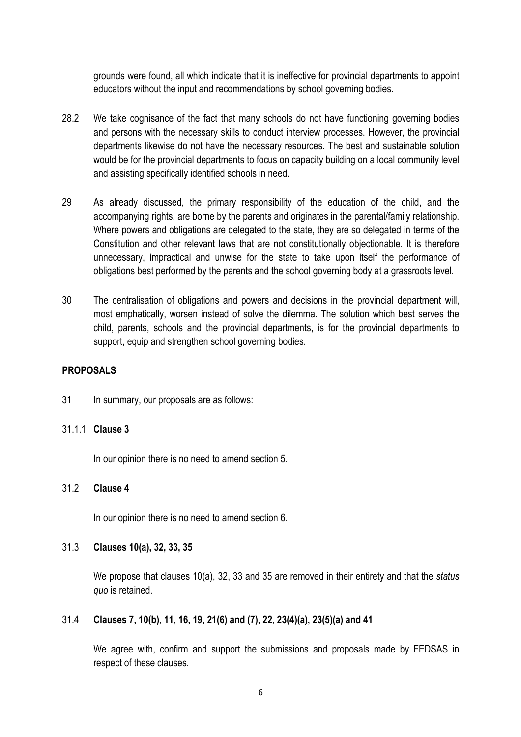grounds were found, all which indicate that it is ineffective for provincial departments to appoint educators without the input and recommendations by school governing bodies.

28.2 We take cognisance of the fact that many schools do not have functioning governing bodies and persons with the necessary skills to conduct interview processes. However, the provincial departments likewise do not have the necessary resources. The best and sustainable solution would be for the provincial departments to focus on capacity building on a local community level and assisting specifically identified schools in need.

29 As already discussed, the primary responsibility of the education of the child, and the accompanying rights, are borne by the parents and originates in the parental/family relationship. Where powers and obligations are delegated to the state, they are so delegated in terms of the Constitution and other relevant laws that are not constitutionally objectionable. It is therefore unnecessary, impractical and unwise for the state to take upon itself the performance of obligations best performed by the parents and the school governing body at a grassroots level.

30 The centralisation of obligations and powers and decisions in the provincial department will, most emphatically, worsen instead of solve the dilemma. The solution which best serves the child, parents, schools and the provincial departments, is for the provincial departments to support, equip and strengthen school governing bodies.

## PROPOSALS

31 In summary, our proposals are as follows:

31.1.1 **Clause 3**

In our opinion there is no need to amend section 5.

31.2 **Clause 4**

In our opinion there is no need to amend section 6.

31.3 **Clauses 10(a), 32, 33, 35**

We propose that clauses 10(a), 32, 33 and 35 are removed in their entirety and that the *status quo* is retained.

31.4 **Clauses 7, 10(b), 11, 16, 19, 21(6) and (7), 22, 23(4)(a), 23(5)(a) and 41**

We agree with, confirm and support the submissions and proposals made by FEDSAS in respect of these clauses.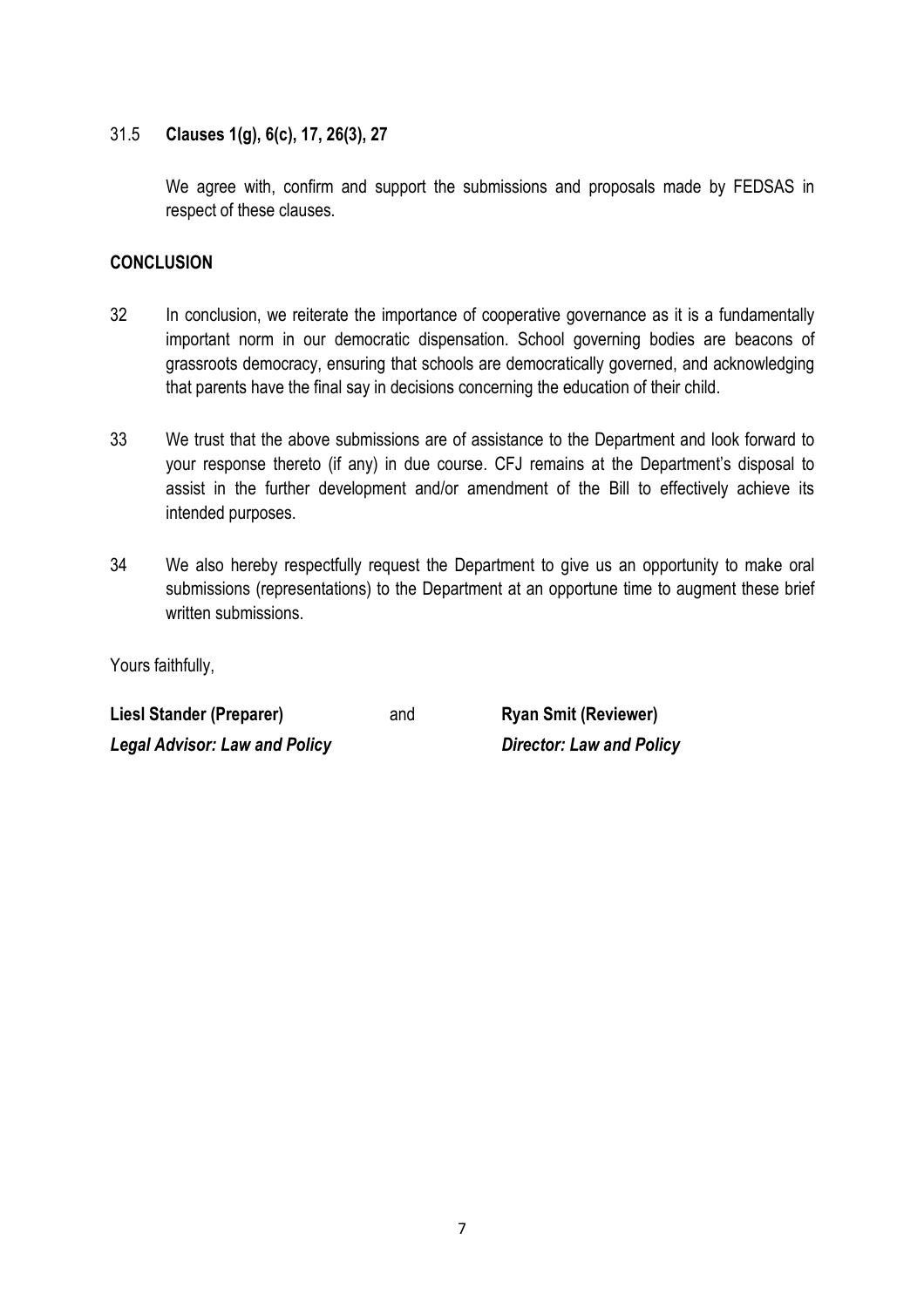31.5 **Clauses 1(g), 6(c), 17, 26(3), 27**

We agree with, confirm and support the submissions and proposals made by FEDSAS in respect of these clauses.

**CONCLUSION**

32 In conclusion, we reiterate the importance of cooperative governance as it is a fundamentally important norm in our democratic dispensation. School governing bodies are beacons of grassroots democracy, ensuring that schools are democratically governed, and acknowledging that parents have the final say in decisions concerning the education of their child.

33 We trust that the above submissions are of assistance to the Department and look forward to your response thereto (if any) in due course. CFJ remains at the Department's disposal to assist in the further development and/or amendment of the Bill to effectively achieve its intended purposes.

34 We also hereby respectfully request the Department to give us an opportunity to make oral submissions (representations) to the Department at an opportune time to augment these brief written submissions.

Yours faithfully,

**Liesl Stander (Preparer)** and **Ryan Smit (Reviewer)**

***Legal Advisor: Law and Policy*** ***Director: Law and Policy***